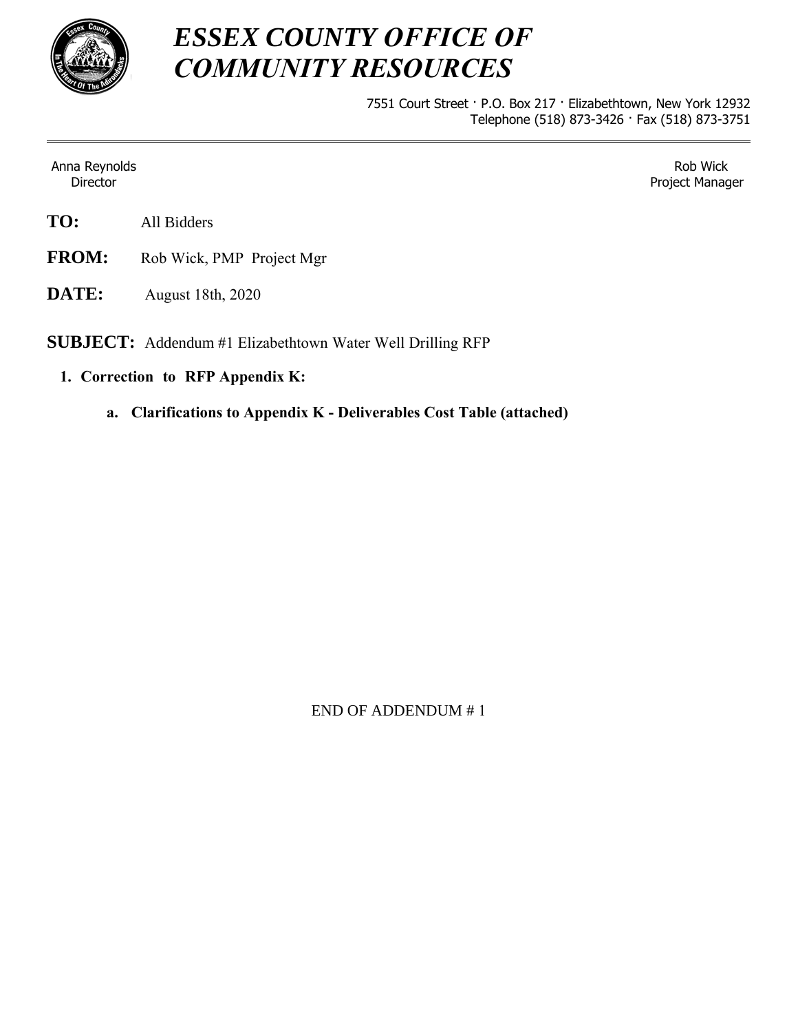# *ESSEX COUNTY OFFICE OF COMMUNITY RESOURCES*

7551 Court Street · P.O. Box 217 · Elizabethtown, New York 12932
Telephone (518) 873-3426 · Fax (518) 873-3751

---

Anna Reynolds
Director

Rob Wick
Project Manager

**TO:** All Bidders

**FROM:** Rob Wick, PMP Project Mgr

**DATE:** August 18th, 2020

**SUBJECT:** Addendum #1 Elizabethtown Water Well Drilling RFP

1. **Correction to RFP Appendix K:**

   a. **Clarifications to Appendix K - Deliverables Cost Table (attached)**

END OF ADDENDUM # 1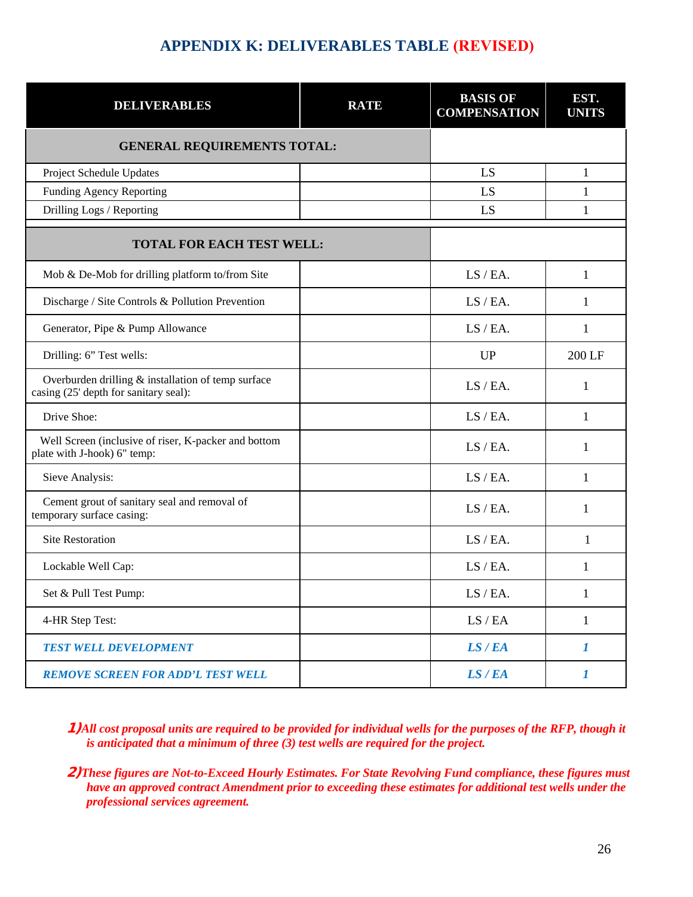# APPENDIX K: DELIVERABLES TABLE (REVISED)

| DELIVERABLES | RATE | BASIS OF COMPENSATION | EST. UNITS |
|---|---|---|---|
| **GENERAL REQUIREMENTS TOTAL:** | | | |
| Project Schedule Updates | | LS | 1 |
| Funding Agency Reporting | | LS | 1 |
| Drilling Logs / Reporting | | LS | 1 |
| **TOTAL FOR EACH TEST WELL:** | | | |
| Mob & De-Mob for drilling platform to/from Site | | LS / EA. | 1 |
| Discharge / Site Controls & Pollution Prevention | | LS / EA. | 1 |
| Generator, Pipe & Pump Allowance | | LS / EA. | 1 |
| Drilling: 6" Test wells: | | UP | 200 LF |
| Overburden drilling & installation of temp surface casing (25' depth for sanitary seal): | | LS / EA. | 1 |
| Drive Shoe: | | LS / EA. | 1 |
| Well Screen (inclusive of riser, K-packer and bottom plate with J-hook) 6" temp: | | LS / EA. | 1 |
| Sieve Analysis: | | LS / EA. | 1 |
| Cement grout of sanitary seal and removal of temporary surface casing: | | LS / EA. | 1 |
| Site Restoration | | LS / EA. | 1 |
| Lockable Well Cap: | | LS / EA. | 1 |
| Set & Pull Test Pump: | | LS / EA. | 1 |
| 4-HR Step Test: | | LS / EA | 1 |
| ***TEST WELL DEVELOPMENT*** | | ***LS / EA*** | ***1*** |
| ***REMOVE SCREEN FOR ADD'L TEST WELL*** | | ***LS / EA*** | ***1*** |

***1)** All cost proposal units are required to be provided for individual wells for the purposes of the RFP, though it is anticipated that a minimum of three (3) test wells are required for the project.*

***2)** These figures are Not-to-Exceed Hourly Estimates. For State Revolving Fund compliance, these figures must have an approved contract Amendment prior to exceeding these estimates for additional test wells under the professional services agreement.*